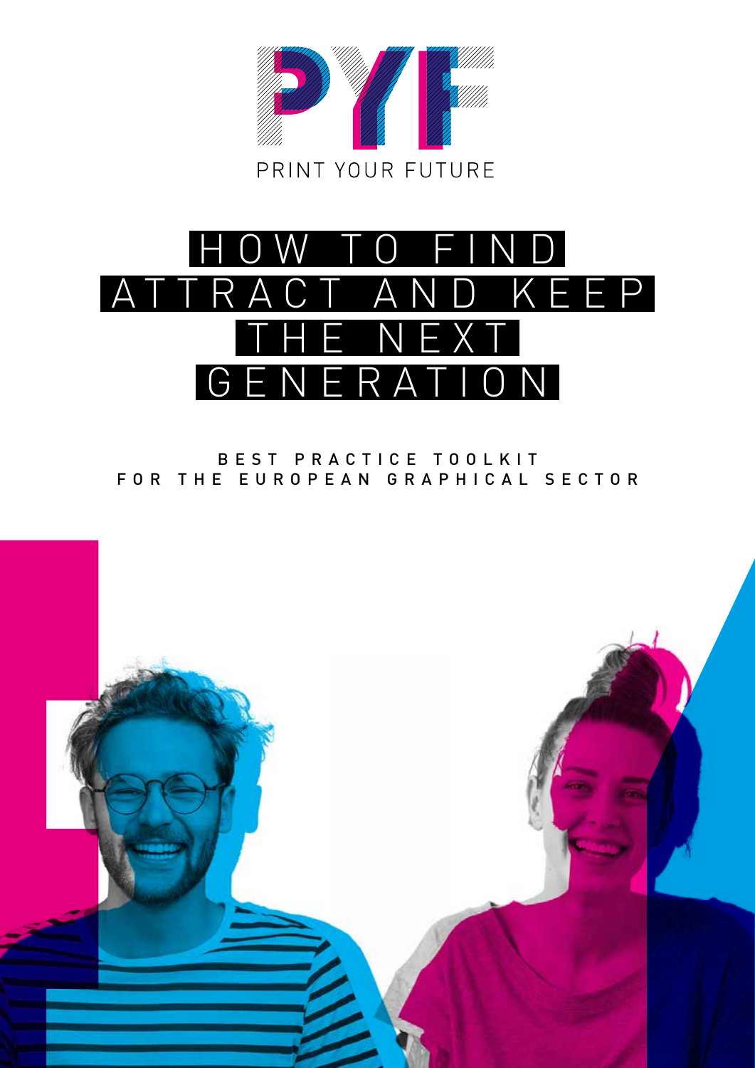PYF

PRINT YOUR FUTURE

# HOW TO FIND ATTRACT AND KEEP THE NEXT GENERATION

BEST PRACTICE TOOLKIT
FOR THE EUROPEAN GRAPHICAL SECTOR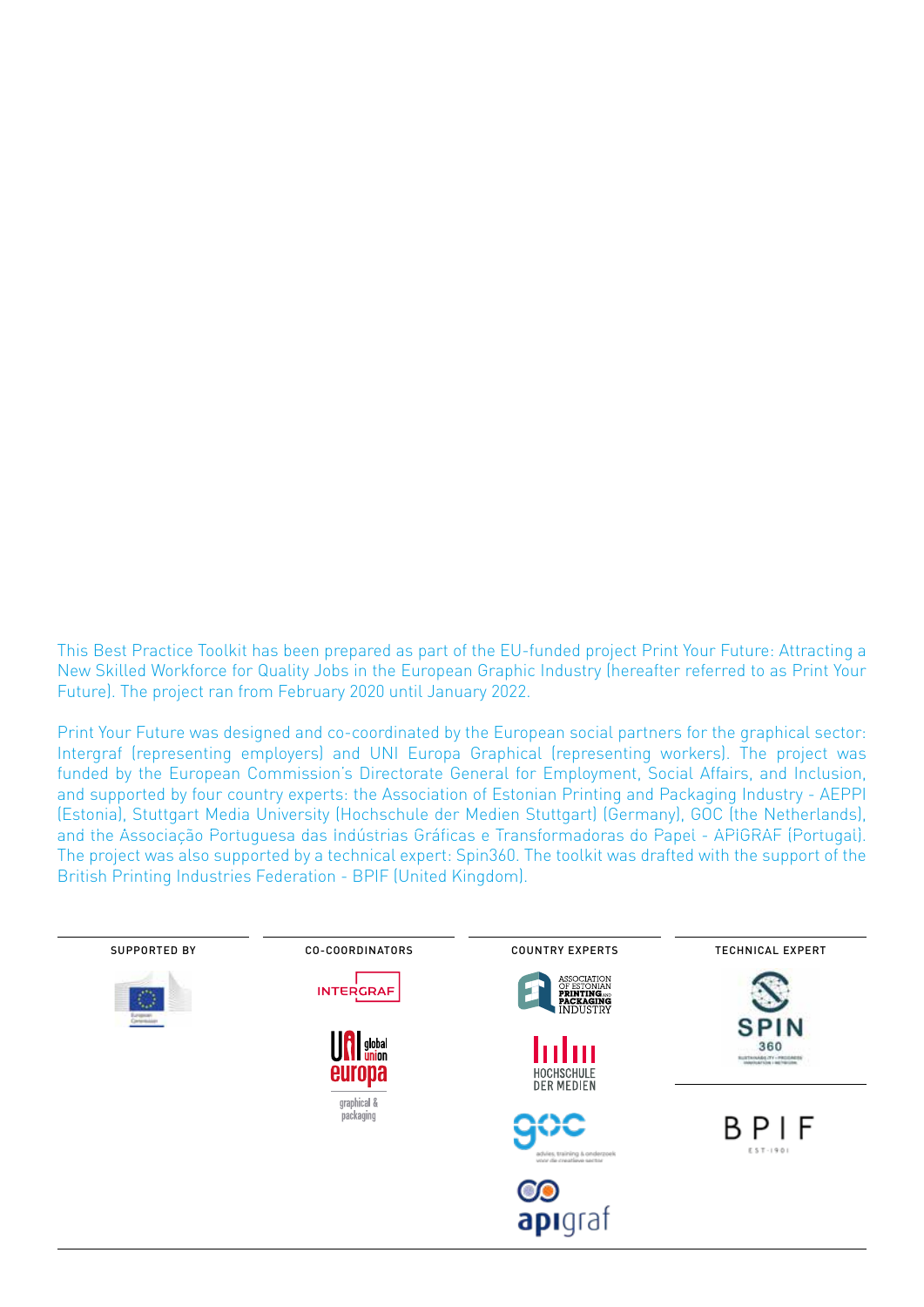This Best Practice Toolkit has been prepared as part of the EU-funded project Print Your Future: Attracting a New Skilled Workforce for Quality Jobs in the European Graphic Industry (hereafter referred to as Print Your Future). The project ran from February 2020 until January 2022.

Print Your Future was designed and co-coordinated by the European social partners for the graphical sector: Intergraf (representing employers) and UNI Europa Graphical (representing workers). The project was funded by the European Commission's Directorate General for Employment, Social Affairs, and Inclusion, and supported by four country experts: the Association of Estonian Printing and Packaging Industry - AEPPI (Estonia), Stuttgart Media University (Hochschule der Medien Stuttgart) (Germany), GOC (the Netherlands), and the Associação Portuguesa das Indústrias Gráficas e Transformadoras do Papel - APIGRAF (Portugal). The project was also supported by a technical expert: Spin360. The toolkit was drafted with the support of the British Printing Industries Federation - BPIF (United Kingdom).

| SUPPORTED BY | CO-COORDINATORS | COUNTRY EXPERTS | TECHNICAL EXPERT |
| --- | --- | --- | --- |
| European Commission | INTERGRAF | Association of Estonian Printing and Packaging Industry | SPIN 360 |
| | UNI global union europa graphical & packaging | Hochschule der Medien | BPIF |
| | | GOC | |
| | | apigraf | |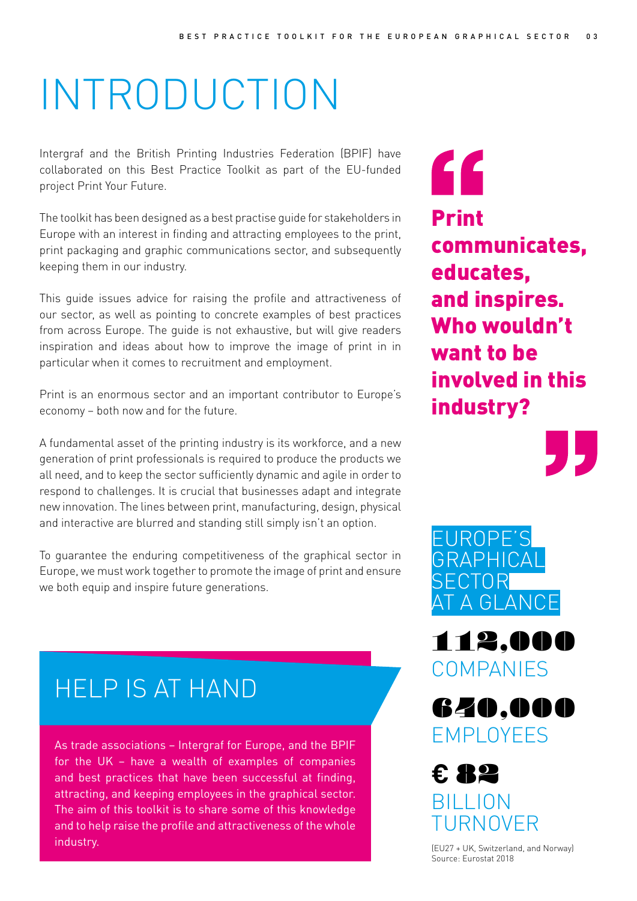# INTRODUCTION

Intergraf and the British Printing Industries Federation (BPIF) have collaborated on this Best Practice Toolkit as part of the EU-funded project Print Your Future.

The toolkit has been designed as a best practise guide for stakeholders in Europe with an interest in finding and attracting employees to the print, print packaging and graphic communications sector, and subsequently keeping them in our industry.

This guide issues advice for raising the profile and attractiveness of our sector, as well as pointing to concrete examples of best practices from across Europe. The guide is not exhaustive, but will give readers inspiration and ideas about how to improve the image of print in in particular when it comes to recruitment and employment.

Print is an enormous sector and an important contributor to Europe's economy – both now and for the future.

A fundamental asset of the printing industry is its workforce, and a new generation of print professionals is required to produce the products we all need, and to keep the sector sufficiently dynamic and agile in order to respond to challenges. It is crucial that businesses adapt and integrate new innovation. The lines between print, manufacturing, design, physical and interactive are blurred and standing still simply isn't an option.

To guarantee the enduring competitiveness of the graphical sector in Europe, we must work together to promote the image of print and ensure we both equip and inspire future generations.

## HELP IS AT HAND

As trade associations – Intergraf for Europe, and the BPIF for the UK – have a wealth of examples of companies and best practices that have been successful at finding, attracting, and keeping employees in the graphical sector. The aim of this toolkit is to share some of this knowledge and to help raise the profile and attractiveness of the whole industry.

> **"Print communicates, educates, and inspires. Who wouldn't want to be involved in this industry?"**

## EUROPE'S GRAPHICAL SECTOR AT A GLANCE

**112,000**
COMPANIES

**640,000**
EMPLOYEES

**€ 82**
BILLION TURNOVER

(EU27 + UK, Switzerland, and Norway)
Source: Eurostat 2018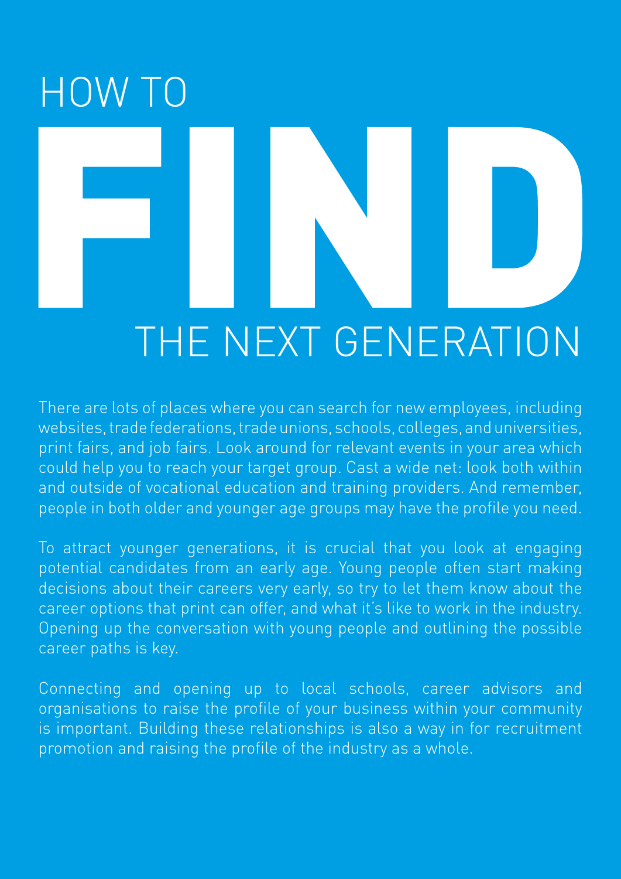# HOW TO FIND THE NEXT GENERATION

There are lots of places where you can search for new employees, including websites, trade federations, trade unions, schools, colleges, and universities, print fairs, and job fairs. Look around for relevant events in your area which could help you to reach your target group. Cast a wide net: look both within and outside of vocational education and training providers. And remember, people in both older and younger age groups may have the profile you need.

To attract younger generations, it is crucial that you look at engaging potential candidates from an early age. Young people often start making decisions about their careers very early, so try to let them know about the career options that print can offer, and what it's like to work in the industry. Opening up the conversation with young people and outlining the possible career paths is key.

Connecting and opening up to local schools, career advisors and organisations to raise the profile of your business within your community is important. Building these relationships is also a way in for recruitment promotion and raising the profile of the industry as a whole.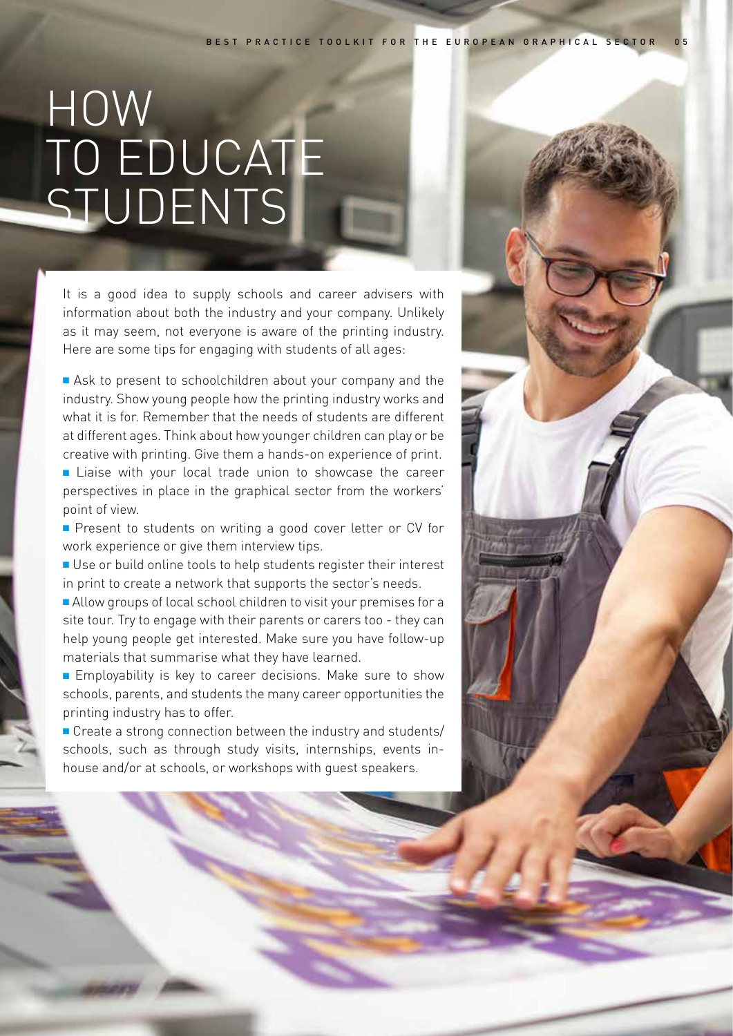# HOW TO EDUCATE STUDENTS

It is a good idea to supply schools and career advisers with information about both the industry and your company. Unlikely as it may seem, not everyone is aware of the printing industry. Here are some tips for engaging with students of all ages:

- Ask to present to schoolchildren about your company and the industry. Show young people how the printing industry works and what it is for. Remember that the needs of students are different at different ages. Think about how younger children can play or be creative with printing. Give them a hands-on experience of print.
- Liaise with your local trade union to showcase the career perspectives in place in the graphical sector from the workers' point of view.
- Present to students on writing a good cover letter or CV for work experience or give them interview tips.
- Use or build online tools to help students register their interest in print to create a network that supports the sector's needs.
- Allow groups of local school children to visit your premises for a site tour. Try to engage with their parents or carers too - they can help young people get interested. Make sure you have follow-up materials that summarise what they have learned.
- Employability is key to career decisions. Make sure to show schools, parents, and students the many career opportunities the printing industry has to offer.
- Create a strong connection between the industry and students/schools, such as through study visits, internships, events in-house and/or at schools, or workshops with guest speakers.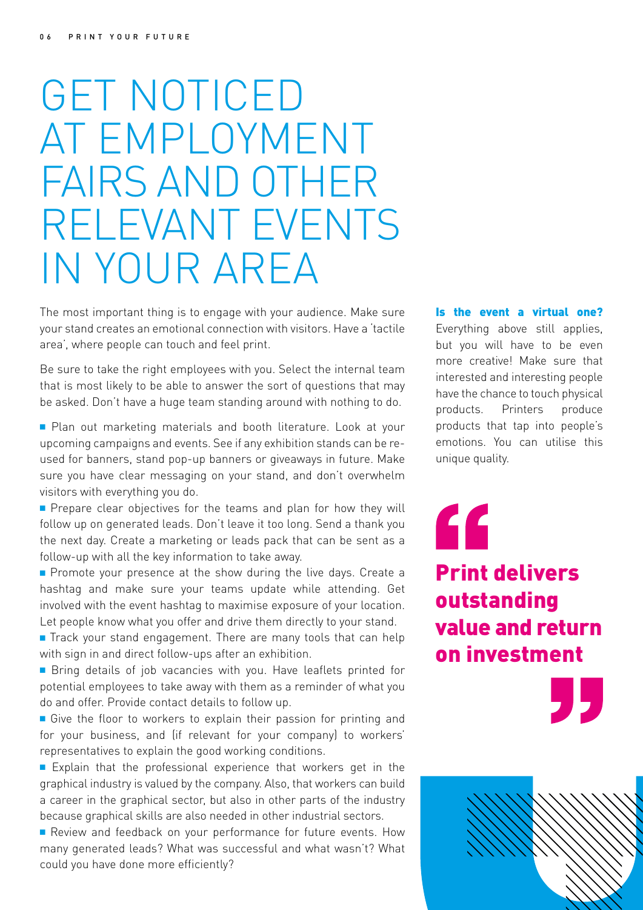# GET NOTICED AT EMPLOYMENT FAIRS AND OTHER RELEVANT EVENTS IN YOUR AREA

The most important thing is to engage with your audience. Make sure your stand creates an emotional connection with visitors. Have a 'tactile area', where people can touch and feel print.

Be sure to take the right employees with you. Select the internal team that is most likely to be able to answer the sort of questions that may be asked. Don't have a huge team standing around with nothing to do.

- Plan out marketing materials and booth literature. Look at your upcoming campaigns and events. See if any exhibition stands can be re-used for banners, stand pop-up banners or giveaways in future. Make sure you have clear messaging on your stand, and don't overwhelm visitors with everything you do.
- Prepare clear objectives for the teams and plan for how they will follow up on generated leads. Don't leave it too long. Send a thank you the next day. Create a marketing or leads pack that can be sent as a follow-up with all the key information to take away.
- Promote your presence at the show during the live days. Create a hashtag and make sure your teams update while attending. Get involved with the event hashtag to maximise exposure of your location. Let people know what you offer and drive them directly to your stand.
- Track your stand engagement. There are many tools that can help with sign in and direct follow-ups after an exhibition.
- Bring details of job vacancies with you. Have leaflets printed for potential employees to take away with them as a reminder of what you do and offer. Provide contact details to follow up.
- Give the floor to workers to explain their passion for printing and for your business, and (if relevant for your company) to workers' representatives to explain the good working conditions.
- Explain that the professional experience that workers get in the graphical industry is valued by the company. Also, that workers can build a career in the graphical sector, but also in other parts of the industry because graphical skills are also needed in other industrial sectors.
- Review and feedback on your performance for future events. How many generated leads? What was successful and what wasn't? What could you have done more efficiently?

**Is the event a virtual one?** Everything above still applies, but you will have to be even more creative! Make sure that interested and interesting people have the chance to touch physical products. Printers produce products that tap into people's emotions. You can utilise this unique quality.

> **Print delivers outstanding value and return on investment**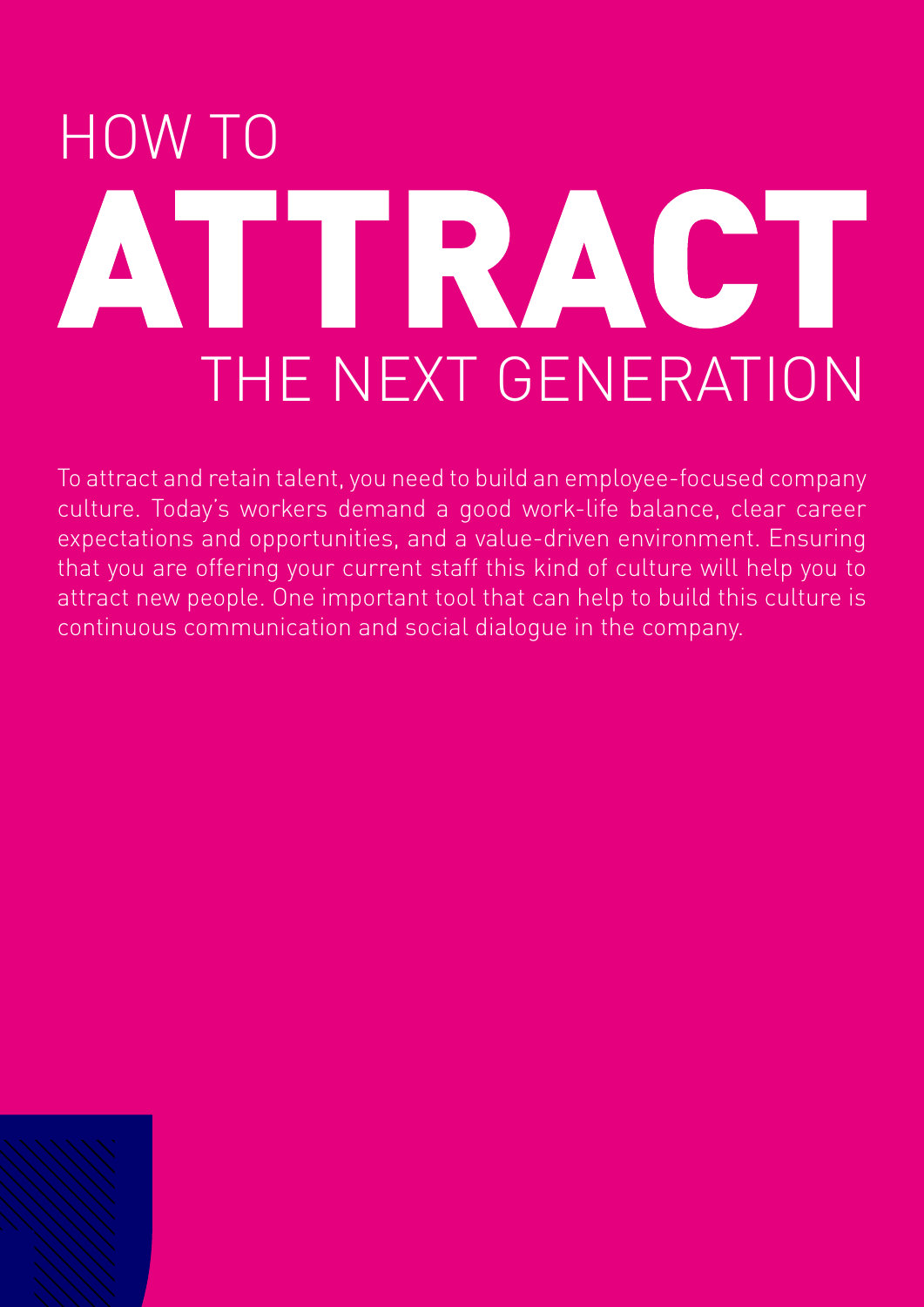# HOW TO ATTRACT THE NEXT GENERATION

To attract and retain talent, you need to build an employee-focused company culture. Today's workers demand a good work-life balance, clear career expectations and opportunities, and a value-driven environment. Ensuring that you are offering your current staff this kind of culture will help you to attract new people. One important tool that can help to build this culture is continuous communication and social dialogue in the company.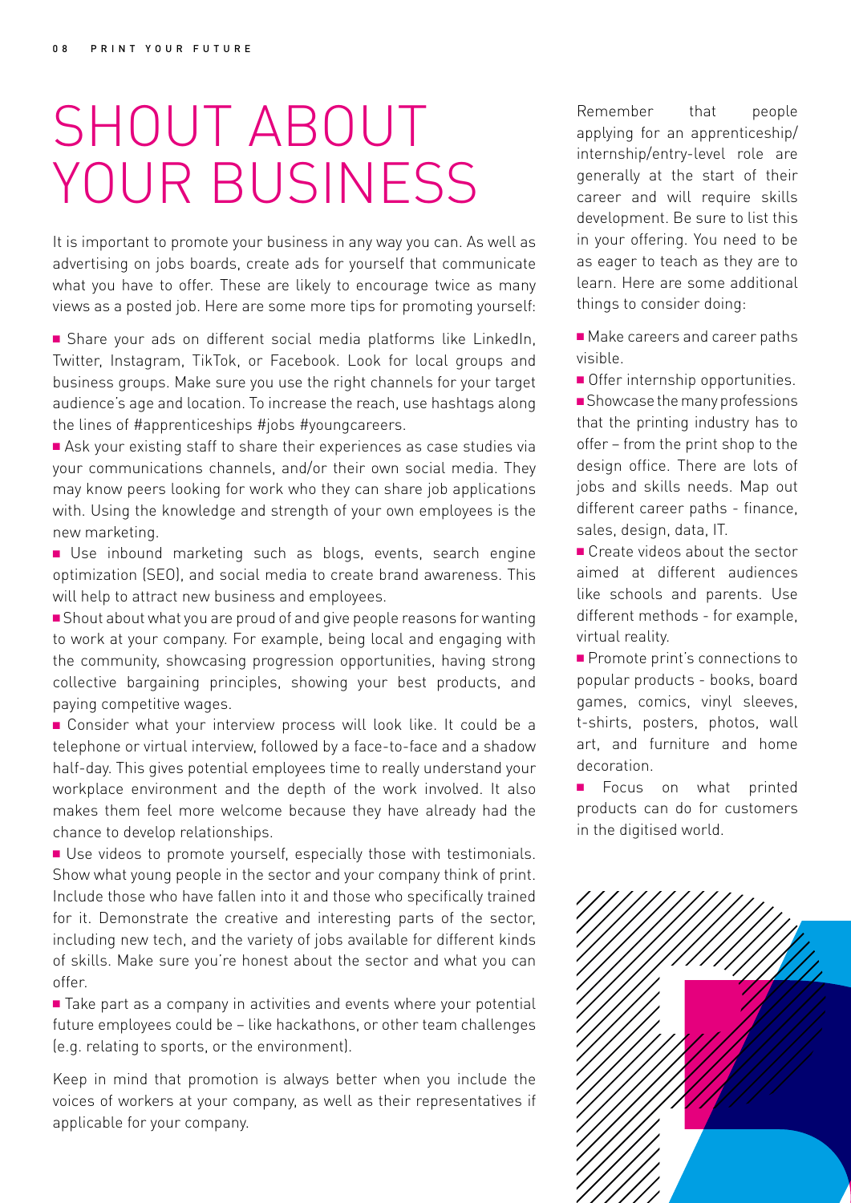# SHOUT ABOUT YOUR BUSINESS

It is important to promote your business in any way you can. As well as advertising on jobs boards, create ads for yourself that communicate what you have to offer. These are likely to encourage twice as many views as a posted job. Here are some more tips for promoting yourself:

- Share your ads on different social media platforms like LinkedIn, Twitter, Instagram, TikTok, or Facebook. Look for local groups and business groups. Make sure you use the right channels for your target audience's age and location. To increase the reach, use hashtags along the lines of #apprenticeships #jobs #youngcareers.
- Ask your existing staff to share their experiences as case studies via your communications channels, and/or their own social media. They may know peers looking for work who they can share job applications with. Using the knowledge and strength of your own employees is the new marketing.
- Use inbound marketing such as blogs, events, search engine optimization (SEO), and social media to create brand awareness. This will help to attract new business and employees.
- Shout about what you are proud of and give people reasons for wanting to work at your company. For example, being local and engaging with the community, showcasing progression opportunities, having strong collective bargaining principles, showing your best products, and paying competitive wages.
- Consider what your interview process will look like. It could be a telephone or virtual interview, followed by a face-to-face and a shadow half-day. This gives potential employees time to really understand your workplace environment and the depth of the work involved. It also makes them feel more welcome because they have already had the chance to develop relationships.
- Use videos to promote yourself, especially those with testimonials. Show what young people in the sector and your company think of print. Include those who have fallen into it and those who specifically trained for it. Demonstrate the creative and interesting parts of the sector, including new tech, and the variety of jobs available for different kinds of skills. Make sure you're honest about the sector and what you can offer.
- Take part as a company in activities and events where your potential future employees could be – like hackathons, or other team challenges (e.g. relating to sports, or the environment).

Keep in mind that promotion is always better when you include the voices of workers at your company, as well as their representatives if applicable for your company.

Remember that people applying for an apprenticeship/internship/entry-level role are generally at the start of their career and will require skills development. Be sure to list this in your offering. You need to be as eager to teach as they are to learn. Here are some additional things to consider doing:

- Make careers and career paths visible.
- Offer internship opportunities.
- Showcase the many professions that the printing industry has to offer – from the print shop to the design office. There are lots of jobs and skills needs. Map out different career paths - finance, sales, design, data, IT.
- Create videos about the sector aimed at different audiences like schools and parents. Use different methods - for example, virtual reality.
- Promote print's connections to popular products - books, board games, comics, vinyl sleeves, t-shirts, posters, photos, wall art, and furniture and home decoration.
- Focus on what printed products can do for customers in the digitised world.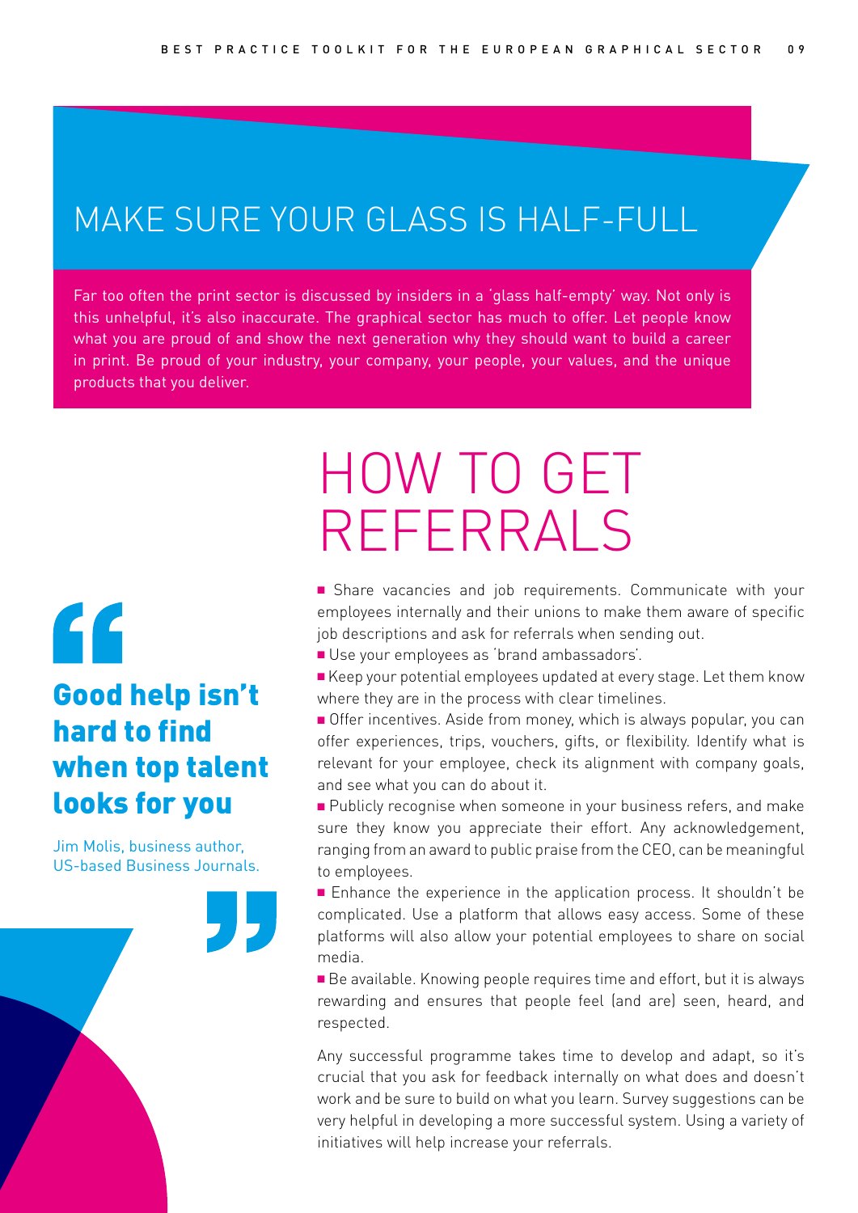## MAKE SURE YOUR GLASS IS HALF-FULL

Far too often the print sector is discussed by insiders in a 'glass half-empty' way. Not only is this unhelpful, it's also inaccurate. The graphical sector has much to offer. Let people know what you are proud of and show the next generation why they should want to build a career in print. Be proud of your industry, your company, your people, your values, and the unique products that you deliver.

> **Good help isn't hard to find when top talent looks for you**
>
> Jim Molis, business author, US-based Business Journals.

# HOW TO GET REFERRALS

- Share vacancies and job requirements. Communicate with your employees internally and their unions to make them aware of specific job descriptions and ask for referrals when sending out.
- Use your employees as 'brand ambassadors'.
- Keep your potential employees updated at every stage. Let them know where they are in the process with clear timelines.
- Offer incentives. Aside from money, which is always popular, you can offer experiences, trips, vouchers, gifts, or flexibility. Identify what is relevant for your employee, check its alignment with company goals, and see what you can do about it.
- Publicly recognise when someone in your business refers, and make sure they know you appreciate their effort. Any acknowledgement, ranging from an award to public praise from the CEO, can be meaningful to employees.
- Enhance the experience in the application process. It shouldn't be complicated. Use a platform that allows easy access. Some of these platforms will also allow your potential employees to share on social media.
- Be available. Knowing people requires time and effort, but it is always rewarding and ensures that people feel (and are) seen, heard, and respected.

Any successful programme takes time to develop and adapt, so it's crucial that you ask for feedback internally on what does and doesn't work and be sure to build on what you learn. Survey suggestions can be very helpful in developing a more successful system. Using a variety of initiatives will help increase your referrals.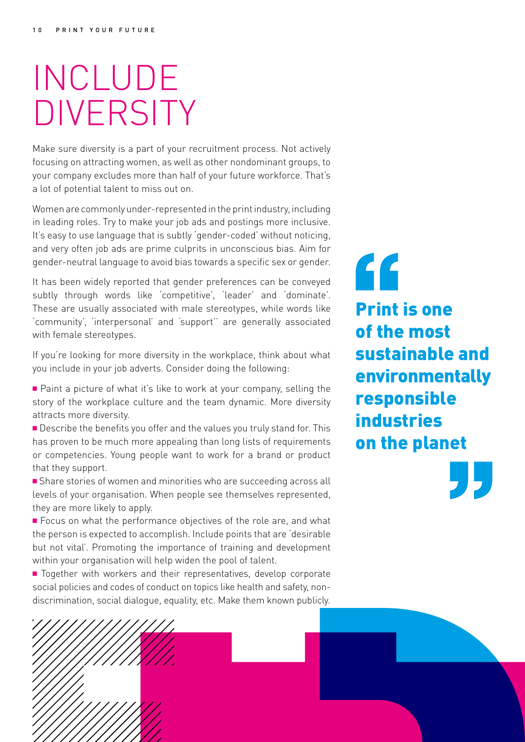# INCLUDE DIVERSITY

Make sure diversity is a part of your recruitment process. Not actively focusing on attracting women, as well as other nondominant groups, to your company excludes more than half of your future workforce. That's a lot of potential talent to miss out on.

Women are commonly under-represented in the print industry, including in leading roles. Try to make your job ads and postings more inclusive. It's easy to use language that is subtly 'gender-coded' without noticing, and very often job ads are prime culprits in unconscious bias. Aim for gender-neutral language to avoid bias towards a specific sex or gender.

It has been widely reported that gender preferences can be conveyed subtly through words like 'competitive', 'leader' and 'dominate'. These are usually associated with male stereotypes, while words like 'community', 'interpersonal' and 'support'' are generally associated with female stereotypes.

If you're looking for more diversity in the workplace, think about what you include in your job adverts. Consider doing the following:

- Paint a picture of what it's like to work at your company, selling the story of the workplace culture and the team dynamic. More diversity attracts more diversity.
- Describe the benefits you offer and the values you truly stand for. This has proven to be much more appealing than long lists of requirements or competencies. Young people want to work for a brand or product that they support.
- Share stories of women and minorities who are succeeding across all levels of your organisation. When people see themselves represented, they are more likely to apply.
- Focus on what the performance objectives of the role are, and what the person is expected to accomplish. Include points that are 'desirable but not vital'. Promoting the importance of training and development within your organisation will help widen the pool of talent.
- Together with workers and their representatives, develop corporate social policies and codes of conduct on topics like health and safety, non-discrimination, social dialogue, equality, etc. Make them known publicly.

> **"Print is one of the most sustainable and environmentally responsible industries on the planet"**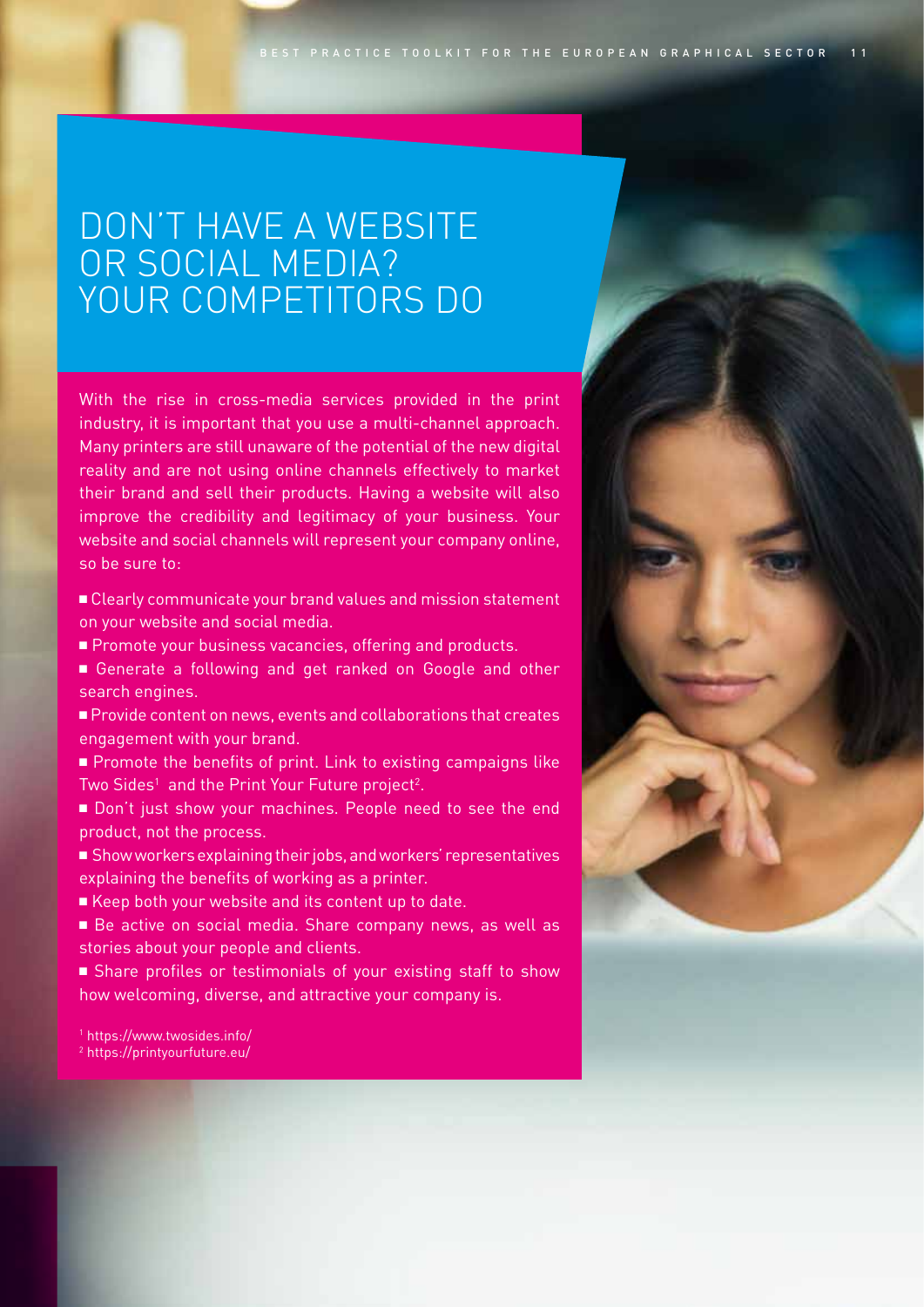# DON'T HAVE A WEBSITE OR SOCIAL MEDIA? YOUR COMPETITORS DO

With the rise in cross-media services provided in the print industry, it is important that you use a multi-channel approach. Many printers are still unaware of the potential of the new digital reality and are not using online channels effectively to market their brand and sell their products. Having a website will also improve the credibility and legitimacy of your business. Your website and social channels will represent your company online, so be sure to:

- Clearly communicate your brand values and mission statement on your website and social media.
- Promote your business vacancies, offering and products.
- Generate a following and get ranked on Google and other search engines.
- Provide content on news, events and collaborations that creates engagement with your brand.
- Promote the benefits of print. Link to existing campaigns like Two Sides[1] and the Print Your Future project[2].
- Don't just show your machines. People need to see the end product, not the process.
- Show workers explaining their jobs, and workers' representatives explaining the benefits of working as a printer.
- Keep both your website and its content up to date.
- Be active on social media. Share company news, as well as stories about your people and clients.
- Share profiles or testimonials of your existing staff to show how welcoming, diverse, and attractive your company is.

[1] https://www.twosides.info/
[2] https://printyourfuture.eu/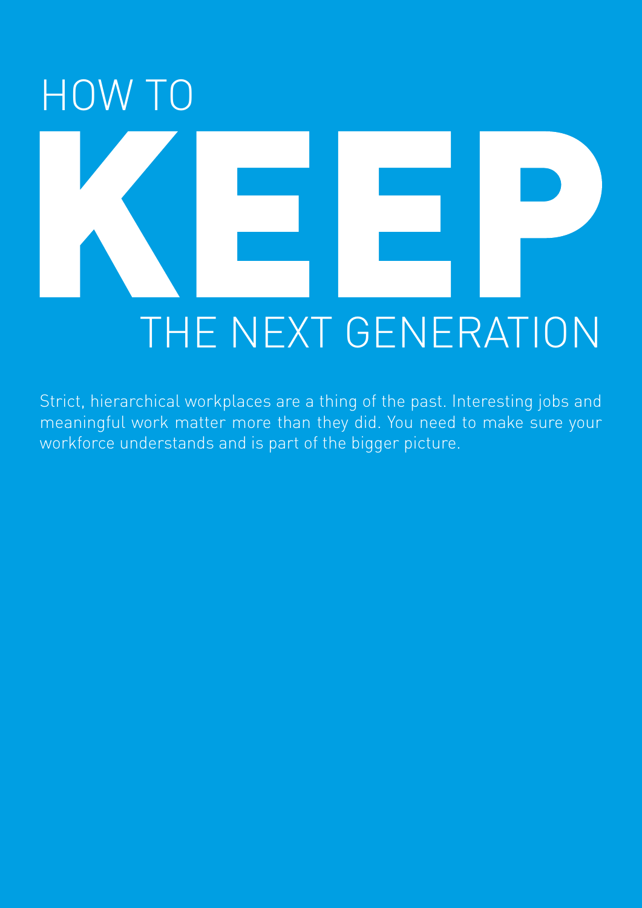# HOW TO KEEP THE NEXT GENERATION

Strict, hierarchical workplaces are a thing of the past. Interesting jobs and meaningful work matter more than they did. You need to make sure your workforce understands and is part of the bigger picture.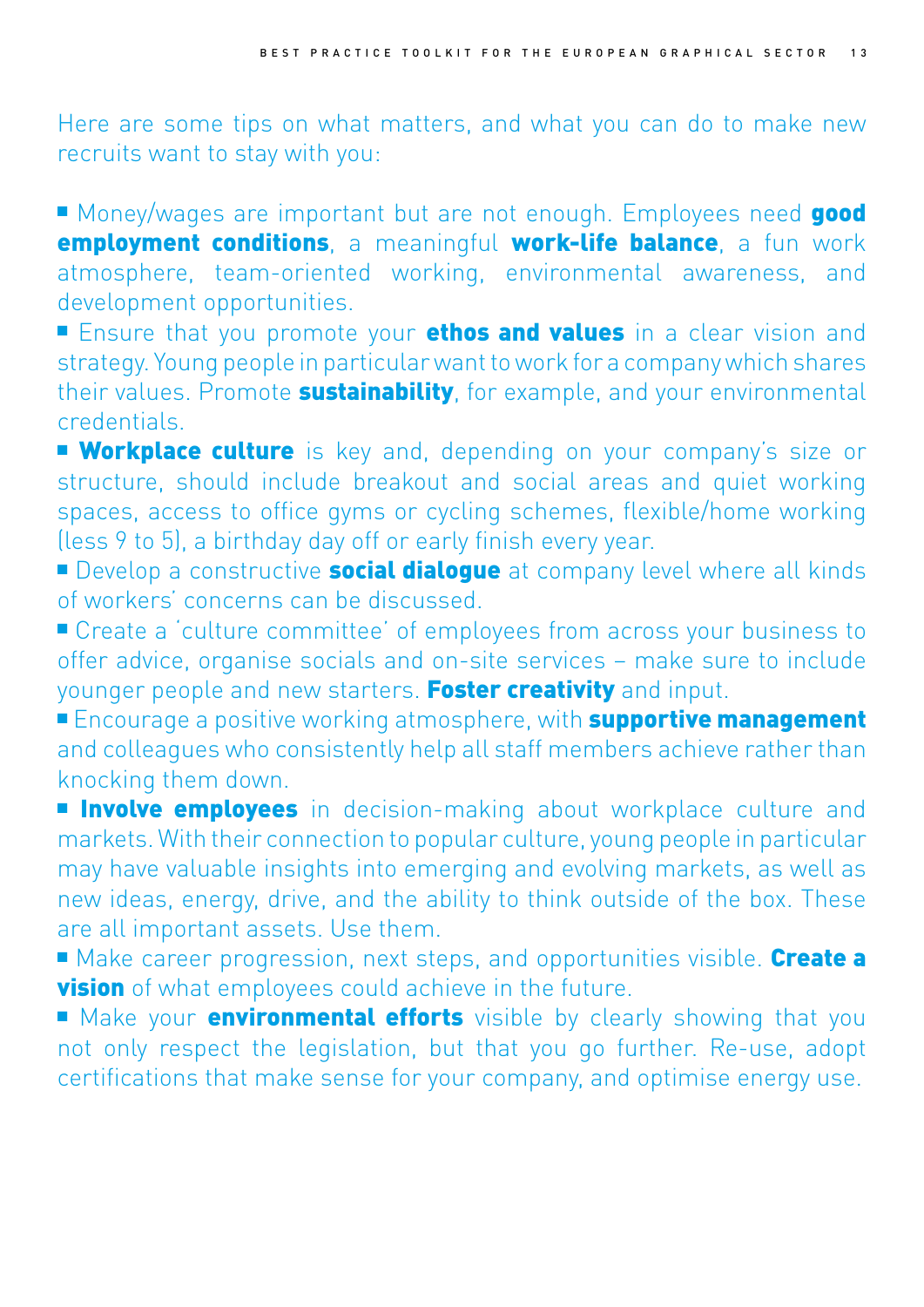Here are some tips on what matters, and what you can do to make new recruits want to stay with you:

- Money/wages are important but are not enough. Employees need **good employment conditions**, a meaningful **work-life balance**, a fun work atmosphere, team-oriented working, environmental awareness, and development opportunities.
- Ensure that you promote your **ethos and values** in a clear vision and strategy. Young people in particular want to work for a company which shares their values. Promote **sustainability**, for example, and your environmental credentials.
- **Workplace culture** is key and, depending on your company's size or structure, should include breakout and social areas and quiet working spaces, access to office gyms or cycling schemes, flexible/home working (less 9 to 5), a birthday day off or early finish every year.
- Develop a constructive **social dialogue** at company level where all kinds of workers' concerns can be discussed.
- Create a 'culture committee' of employees from across your business to offer advice, organise socials and on-site services – make sure to include younger people and new starters. **Foster creativity** and input.
- Encourage a positive working atmosphere, with **supportive management** and colleagues who consistently help all staff members achieve rather than knocking them down.
- **Involve employees** in decision-making about workplace culture and markets. With their connection to popular culture, young people in particular may have valuable insights into emerging and evolving markets, as well as new ideas, energy, drive, and the ability to think outside of the box. These are all important assets. Use them.
- Make career progression, next steps, and opportunities visible. **Create a vision** of what employees could achieve in the future.
- Make your **environmental efforts** visible by clearly showing that you not only respect the legislation, but that you go further. Re-use, adopt certifications that make sense for your company, and optimise energy use.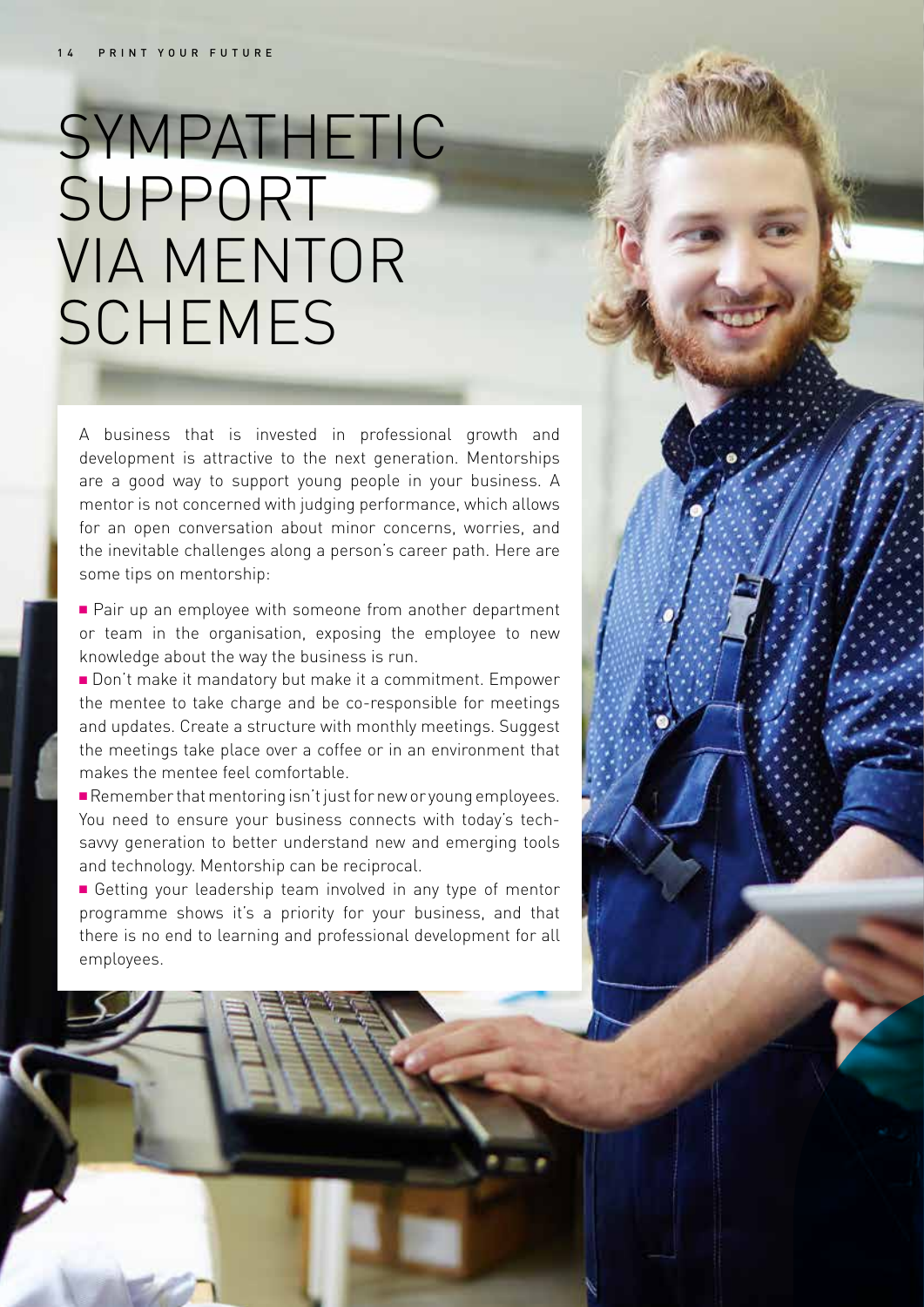# SYMPATHETIC SUPPORT VIA MENTOR SCHEMES

A business that is invested in professional growth and development is attractive to the next generation. Mentorships are a good way to support young people in your business. A mentor is not concerned with judging performance, which allows for an open conversation about minor concerns, worries, and the inevitable challenges along a person's career path. Here are some tips on mentorship:

- Pair up an employee with someone from another department or team in the organisation, exposing the employee to new knowledge about the way the business is run.
- Don't make it mandatory but make it a commitment. Empower the mentee to take charge and be co-responsible for meetings and updates. Create a structure with monthly meetings. Suggest the meetings take place over a coffee or in an environment that makes the mentee feel comfortable.
- Remember that mentoring isn't just for new or young employees. You need to ensure your business connects with today's tech-savvy generation to better understand new and emerging tools and technology. Mentorship can be reciprocal.
- Getting your leadership team involved in any type of mentor programme shows it's a priority for your business, and that there is no end to learning and professional development for all employees.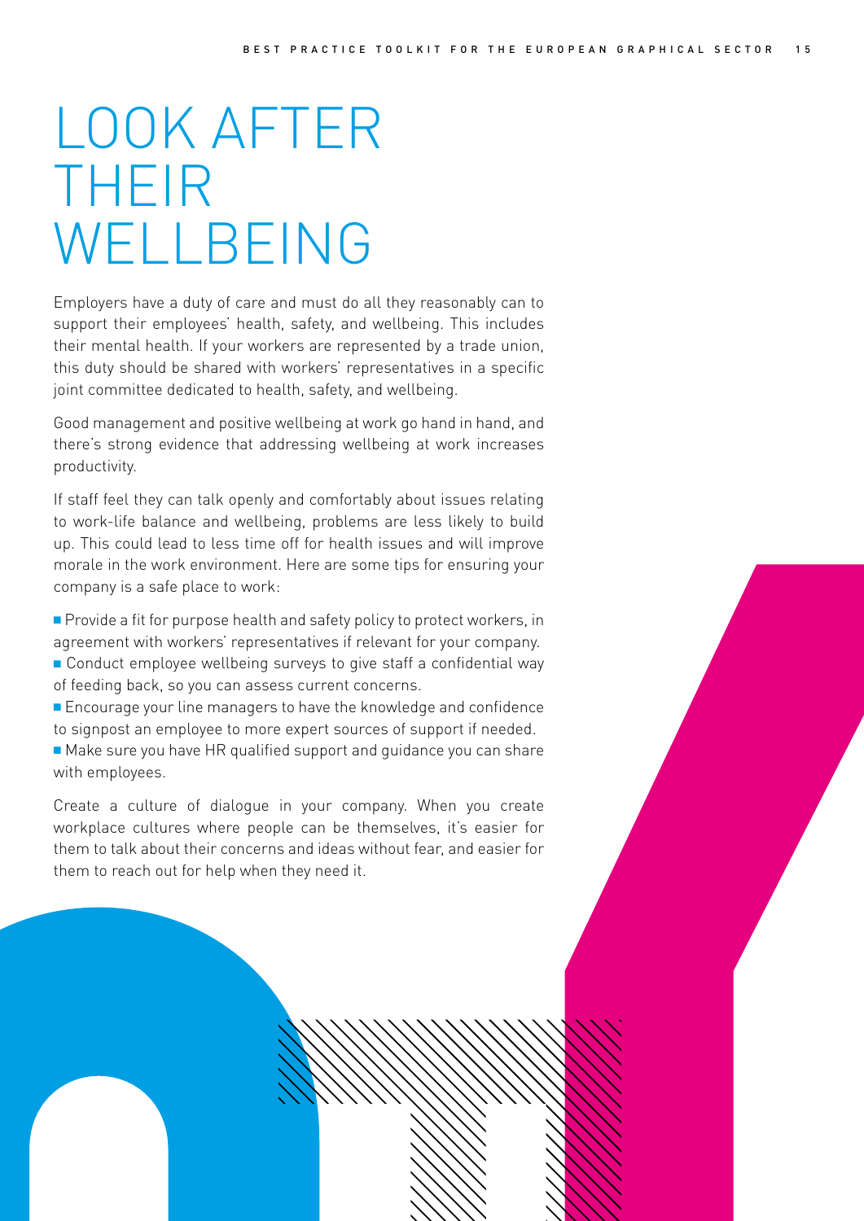# LOOK AFTER THEIR WELLBEING

Employers have a duty of care and must do all they reasonably can to support their employees' health, safety, and wellbeing. This includes their mental health. If your workers are represented by a trade union, this duty should be shared with workers' representatives in a specific joint committee dedicated to health, safety, and wellbeing.

Good management and positive wellbeing at work go hand in hand, and there's strong evidence that addressing wellbeing at work increases productivity.

If staff feel they can talk openly and comfortably about issues relating to work-life balance and wellbeing, problems are less likely to build up. This could lead to less time off for health issues and will improve morale in the work environment. Here are some tips for ensuring your company is a safe place to work:

- Provide a fit for purpose health and safety policy to protect workers, in agreement with workers' representatives if relevant for your company.
- Conduct employee wellbeing surveys to give staff a confidential way of feeding back, so you can assess current concerns.
- Encourage your line managers to have the knowledge and confidence to signpost an employee to more expert sources of support if needed.
- Make sure you have HR qualified support and guidance you can share with employees.

Create a culture of dialogue in your company. When you create workplace cultures where people can be themselves, it's easier for them to talk about their concerns and ideas without fear, and easier for them to reach out for help when they need it.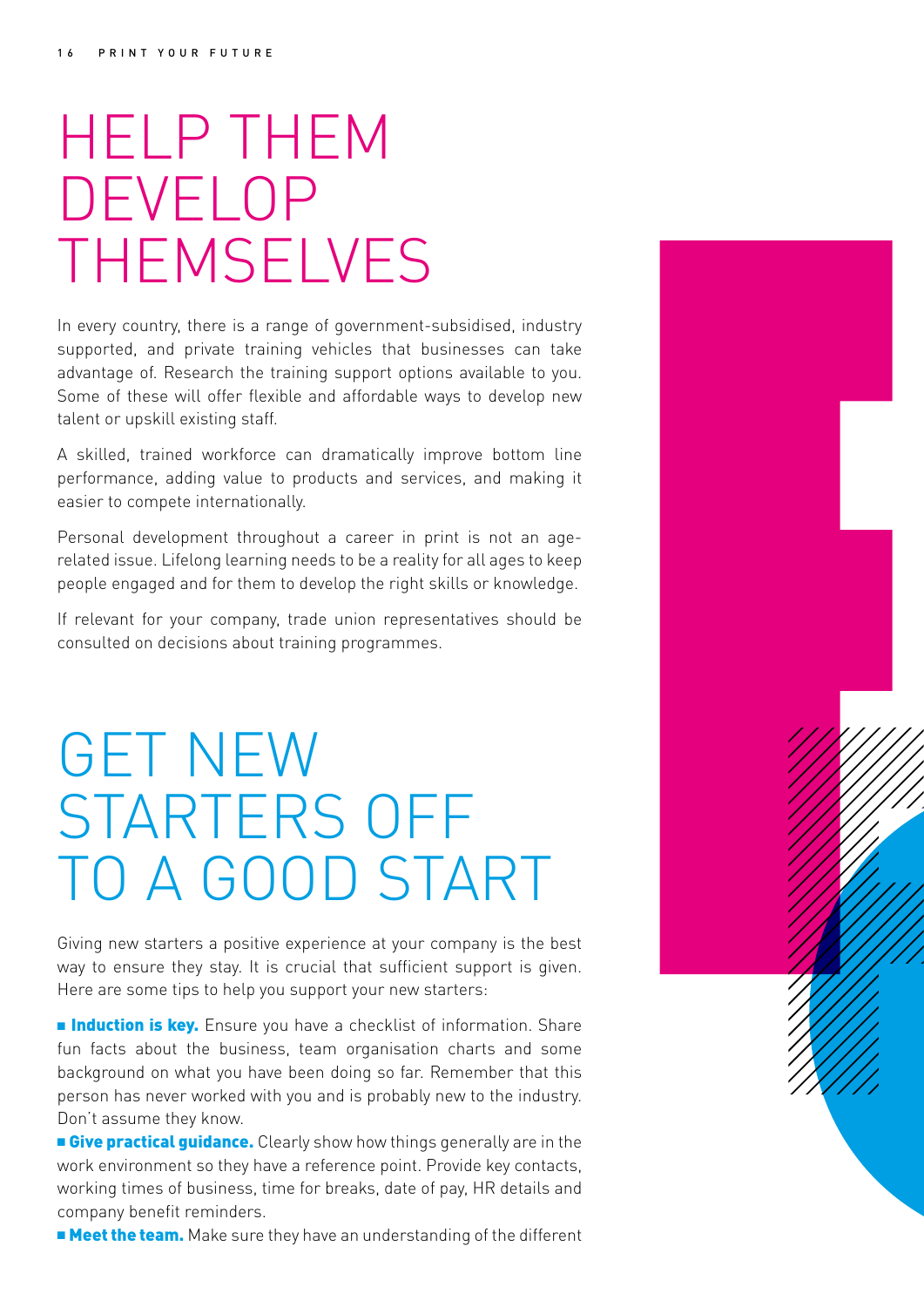# HELP THEM DEVELOP THEMSELVES

In every country, there is a range of government-subsidised, industry supported, and private training vehicles that businesses can take advantage of. Research the training support options available to you. Some of these will offer flexible and affordable ways to develop new talent or upskill existing staff.

A skilled, trained workforce can dramatically improve bottom line performance, adding value to products and services, and making it easier to compete internationally.

Personal development throughout a career in print is not an age-related issue. Lifelong learning needs to be a reality for all ages to keep people engaged and for them to develop the right skills or knowledge.

If relevant for your company, trade union representatives should be consulted on decisions about training programmes.

# GET NEW STARTERS OFF TO A GOOD START

Giving new starters a positive experience at your company is the best way to ensure they stay. It is crucial that sufficient support is given. Here are some tips to help you support your new starters:

- **Induction is key.** Ensure you have a checklist of information. Share fun facts about the business, team organisation charts and some background on what you have been doing so far. Remember that this person has never worked with you and is probably new to the industry. Don't assume they know.
- **Give practical guidance.** Clearly show how things generally are in the work environment so they have a reference point. Provide key contacts, working times of business, time for breaks, date of pay, HR details and company benefit reminders.
- **Meet the team.** Make sure they have an understanding of the different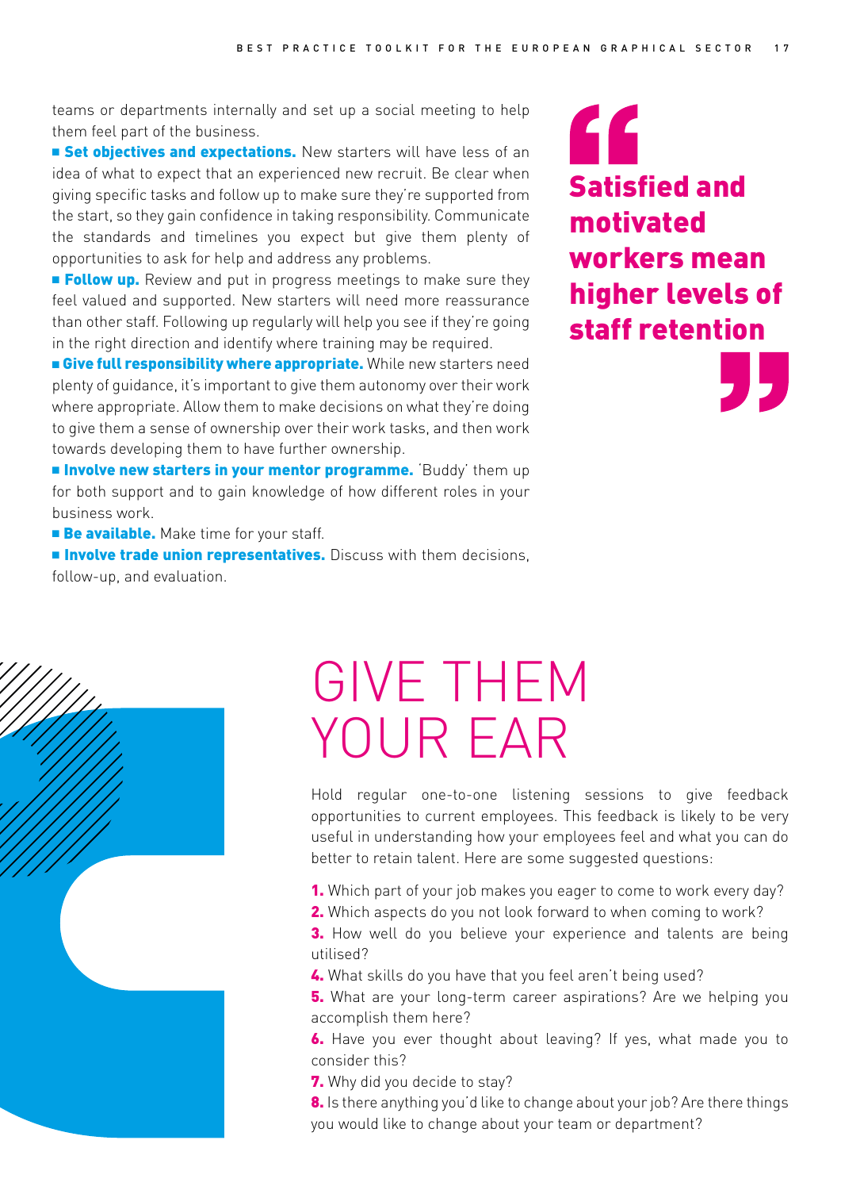teams or departments internally and set up a social meeting to help them feel part of the business.

- **Set objectives and expectations.** New starters will have less of an idea of what to expect that an experienced new recruit. Be clear when giving specific tasks and follow up to make sure they're supported from the start, so they gain confidence in taking responsibility. Communicate the standards and timelines you expect but give them plenty of opportunities to ask for help and address any problems.
- **Follow up.** Review and put in progress meetings to make sure they feel valued and supported. New starters will need more reassurance than other staff. Following up regularly will help you see if they're going in the right direction and identify where training may be required.
- **Give full responsibility where appropriate.** While new starters need plenty of guidance, it's important to give them autonomy over their work where appropriate. Allow them to make decisions on what they're doing to give them a sense of ownership over their work tasks, and then work towards developing them to have further ownership.
- **Involve new starters in your mentor programme.** 'Buddy' them up for both support and to gain knowledge of how different roles in your business work.
- **Be available.** Make time for your staff.
- **Involve trade union representatives.** Discuss with them decisions, follow-up, and evaluation.

> **"Satisfied and motivated workers mean higher levels of staff retention"**

# GIVE THEM YOUR EAR

Hold regular one-to-one listening sessions to give feedback opportunities to current employees. This feedback is likely to be very useful in understanding how your employees feel and what you can do better to retain talent. Here are some suggested questions:

1. Which part of your job makes you eager to come to work every day?
2. Which aspects do you not look forward to when coming to work?
3. How well do you believe your experience and talents are being utilised?
4. What skills do you have that you feel aren't being used?
5. What are your long-term career aspirations? Are we helping you accomplish them here?
6. Have you ever thought about leaving? If yes, what made you to consider this?
7. Why did you decide to stay?
8. Is there anything you'd like to change about your job? Are there things you would like to change about your team or department?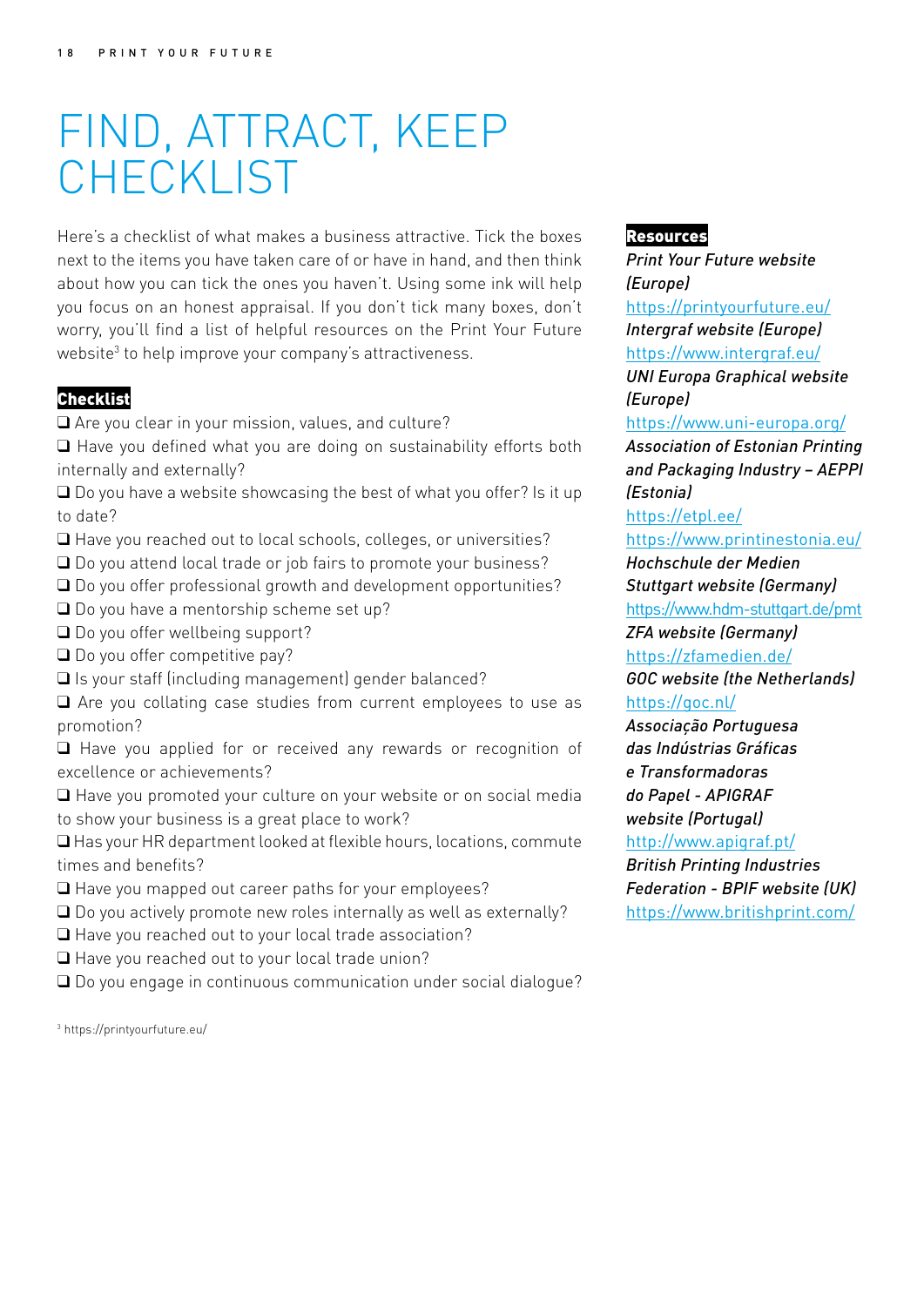# FIND, ATTRACT, KEEP CHECKLIST

Here's a checklist of what makes a business attractive. Tick the boxes next to the items you have taken care of or have in hand, and then think about how you can tick the ones you haven't. Using some ink will help you focus on an honest appraisal. If you don't tick many boxes, don't worry, you'll find a list of helpful resources on the Print Your Future website[3] to help improve your company's attractiveness.

**Checklist**

- ❑ Are you clear in your mission, values, and culture?
- ❑ Have you defined what you are doing on sustainability efforts both internally and externally?
- ❑ Do you have a website showcasing the best of what you offer? Is it up to date?
- ❑ Have you reached out to local schools, colleges, or universities?
- ❑ Do you attend local trade or job fairs to promote your business?
- ❑ Do you offer professional growth and development opportunities?
- ❑ Do you have a mentorship scheme set up?
- ❑ Do you offer wellbeing support?
- ❑ Do you offer competitive pay?
- ❑ Is your staff (including management) gender balanced?
- ❑ Are you collating case studies from current employees to use as promotion?
- ❑ Have you applied for or received any rewards or recognition of excellence or achievements?
- ❑ Have you promoted your culture on your website or on social media to show your business is a great place to work?
- ❑ Has your HR department looked at flexible hours, locations, commute times and benefits?
- ❑ Have you mapped out career paths for your employees?
- ❑ Do you actively promote new roles internally as well as externally?
- ❑ Have you reached out to your local trade association?
- ❑ Have you reached out to your local trade union?
- ❑ Do you engage in continuous communication under social dialogue?

[3] https://printyourfuture.eu/

**Resources**

*Print Your Future website (Europe)*
https://printyourfuture.eu/

*Intergraf website (Europe)*
https://www.intergraf.eu/

*UNI Europa Graphical website (Europe)*
https://www.uni-europa.org/

*Association of Estonian Printing and Packaging Industry – AEPPI (Estonia)*
https://etpl.ee/
https://www.printinestonia.eu/

*Hochschule der Medien Stuttgart website (Germany)*
https://www.hdm-stuttgart.de/pmt

*ZFA website (Germany)*
https://zfamedien.de/

*GOC website (the Netherlands)*
https://goc.nl/

*Associação Portuguesa das Indústrias Gráficas e Transformadoras do Papel - APIGRAF website (Portugal)*
http://www.apigraf.pt/

*British Printing Industries Federation - BPIF website (UK)*
https://www.britishprint.com/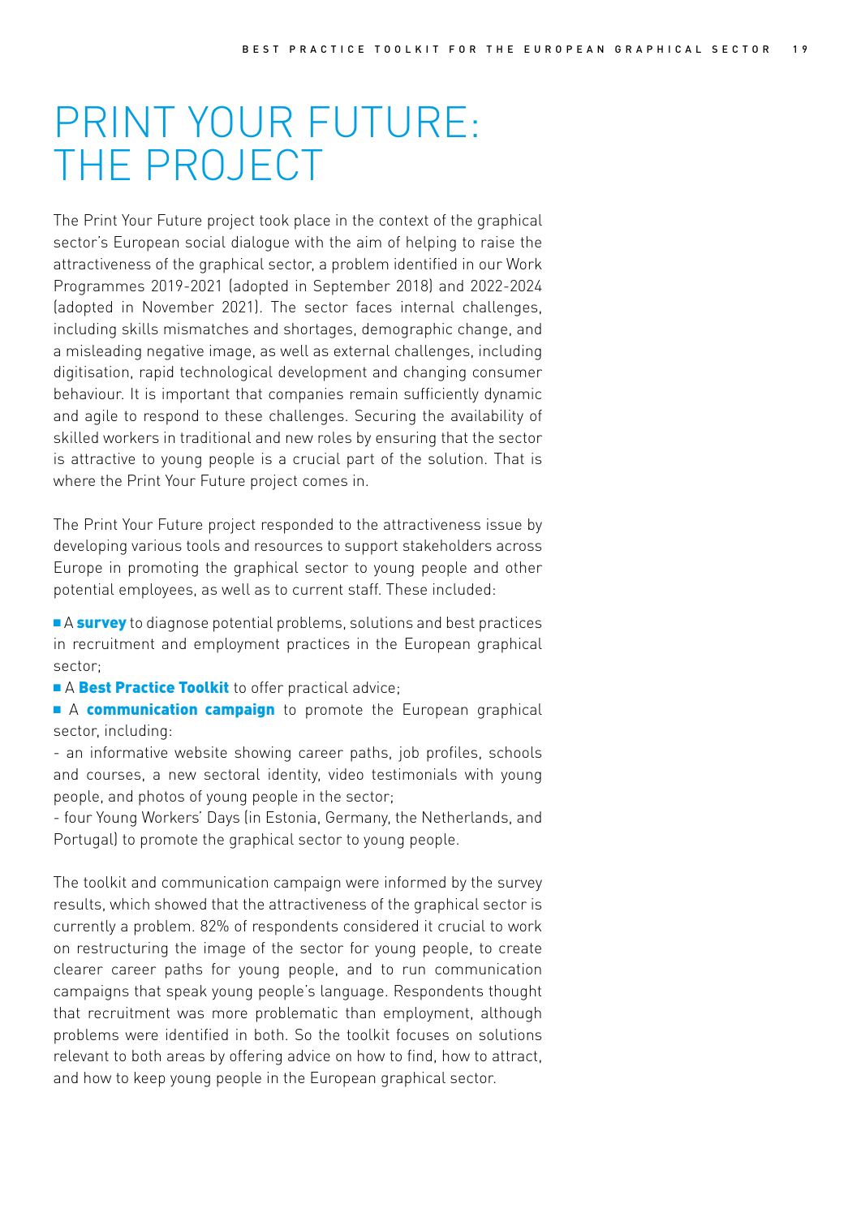# PRINT YOUR FUTURE: THE PROJECT

The Print Your Future project took place in the context of the graphical sector's European social dialogue with the aim of helping to raise the attractiveness of the graphical sector, a problem identified in our Work Programmes 2019-2021 (adopted in September 2018) and 2022-2024 (adopted in November 2021). The sector faces internal challenges, including skills mismatches and shortages, demographic change, and a misleading negative image, as well as external challenges, including digitisation, rapid technological development and changing consumer behaviour. It is important that companies remain sufficiently dynamic and agile to respond to these challenges. Securing the availability of skilled workers in traditional and new roles by ensuring that the sector is attractive to young people is a crucial part of the solution. That is where the Print Your Future project comes in.

The Print Your Future project responded to the attractiveness issue by developing various tools and resources to support stakeholders across Europe in promoting the graphical sector to young people and other potential employees, as well as to current staff. These included:

- A **survey** to diagnose potential problems, solutions and best practices in recruitment and employment practices in the European graphical sector;
- A **Best Practice Toolkit** to offer practical advice;
- A **communication campaign** to promote the European graphical sector, including:
  - an informative website showing career paths, job profiles, schools and courses, a new sectoral identity, video testimonials with young people, and photos of young people in the sector;
  - four Young Workers' Days (in Estonia, Germany, the Netherlands, and Portugal) to promote the graphical sector to young people.

The toolkit and communication campaign were informed by the survey results, which showed that the attractiveness of the graphical sector is currently a problem. 82% of respondents considered it crucial to work on restructuring the image of the sector for young people, to create clearer career paths for young people, and to run communication campaigns that speak young people's language. Respondents thought that recruitment was more problematic than employment, although problems were identified in both. So the toolkit focuses on solutions relevant to both areas by offering advice on how to find, how to attract, and how to keep young people in the European graphical sector.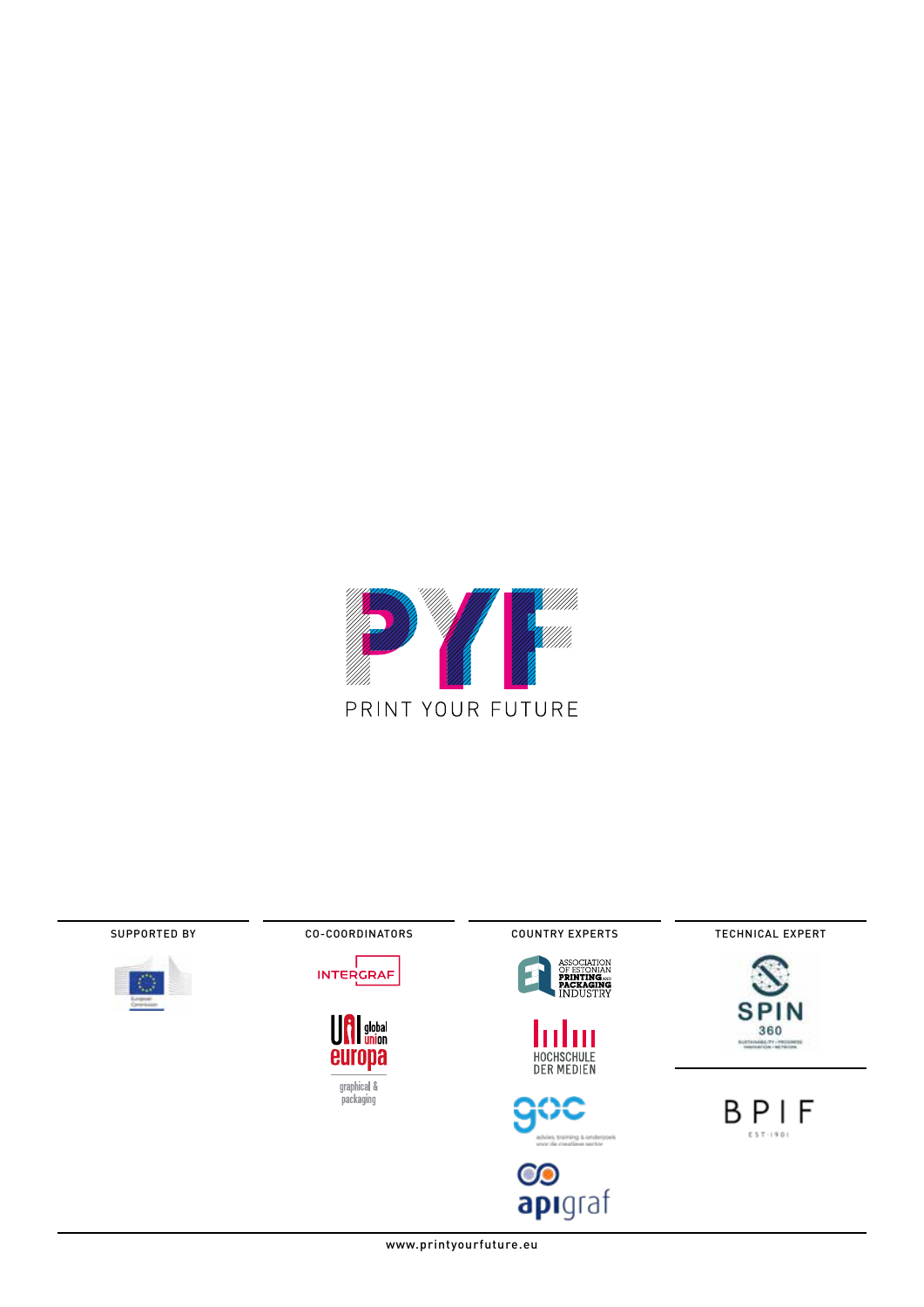PRINT YOUR FUTURE

SUPPORTED BY

CO-COORDINATORS

COUNTRY EXPERTS

TECHNICAL EXPERT

www.printyourfuture.eu